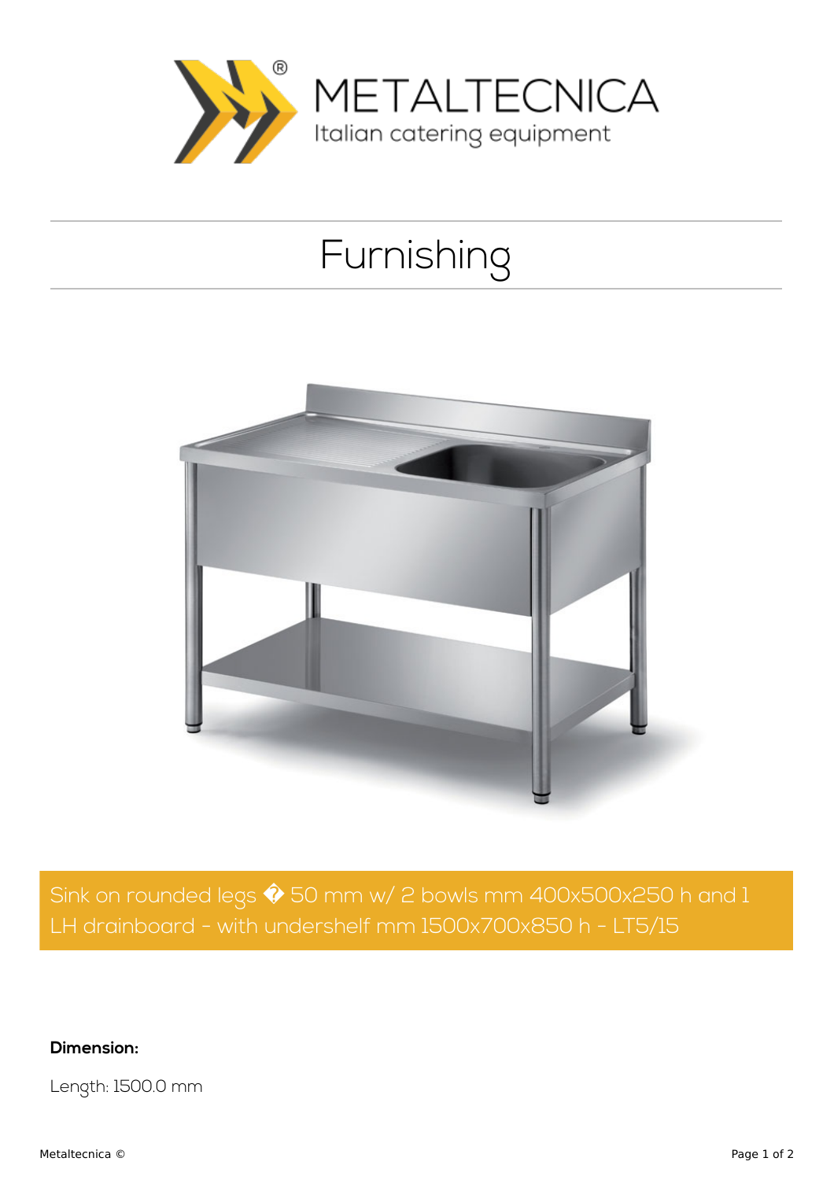METALTECNICA
Italian catering equipment

# Furnishing

## Sink on rounded legs � 50 mm w/ 2 bowls mm 400x500x250 h and 1 LH drainboard - with undershelf mm 1500x700x850 h - LT5/15

**Dimension:**

Length: 1500.0 mm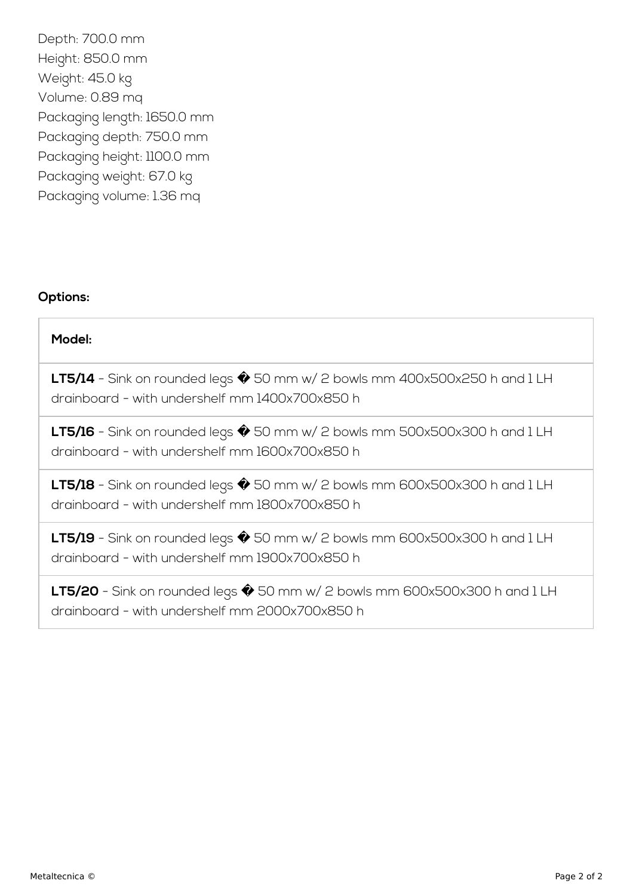Depth: 700.0 mm
Height: 850.0 mm
Weight: 45.0 kg
Volume: 0.89 mq
Packaging length: 1650.0 mm
Packaging depth: 750.0 mm
Packaging height: 1100.0 mm
Packaging weight: 67.0 kg
Packaging volume: 1.36 mq

**Options:**

| **Model:** |
|---|
| **LT5/14** - Sink on rounded legs � 50 mm w/ 2 bowls mm 400x500x250 h and 1 LH drainboard - with undershelf mm 1400x700x850 h |
| **LT5/16** - Sink on rounded legs � 50 mm w/ 2 bowls mm 500x500x300 h and 1 LH drainboard - with undershelf mm 1600x700x850 h |
| **LT5/18** - Sink on rounded legs � 50 mm w/ 2 bowls mm 600x500x300 h and 1 LH drainboard - with undershelf mm 1800x700x850 h |
| **LT5/19** - Sink on rounded legs � 50 mm w/ 2 bowls mm 600x500x300 h and 1 LH drainboard - with undershelf mm 1900x700x850 h |
| **LT5/20** - Sink on rounded legs � 50 mm w/ 2 bowls mm 600x500x300 h and 1 LH drainboard - with undershelf mm 2000x700x850 h |